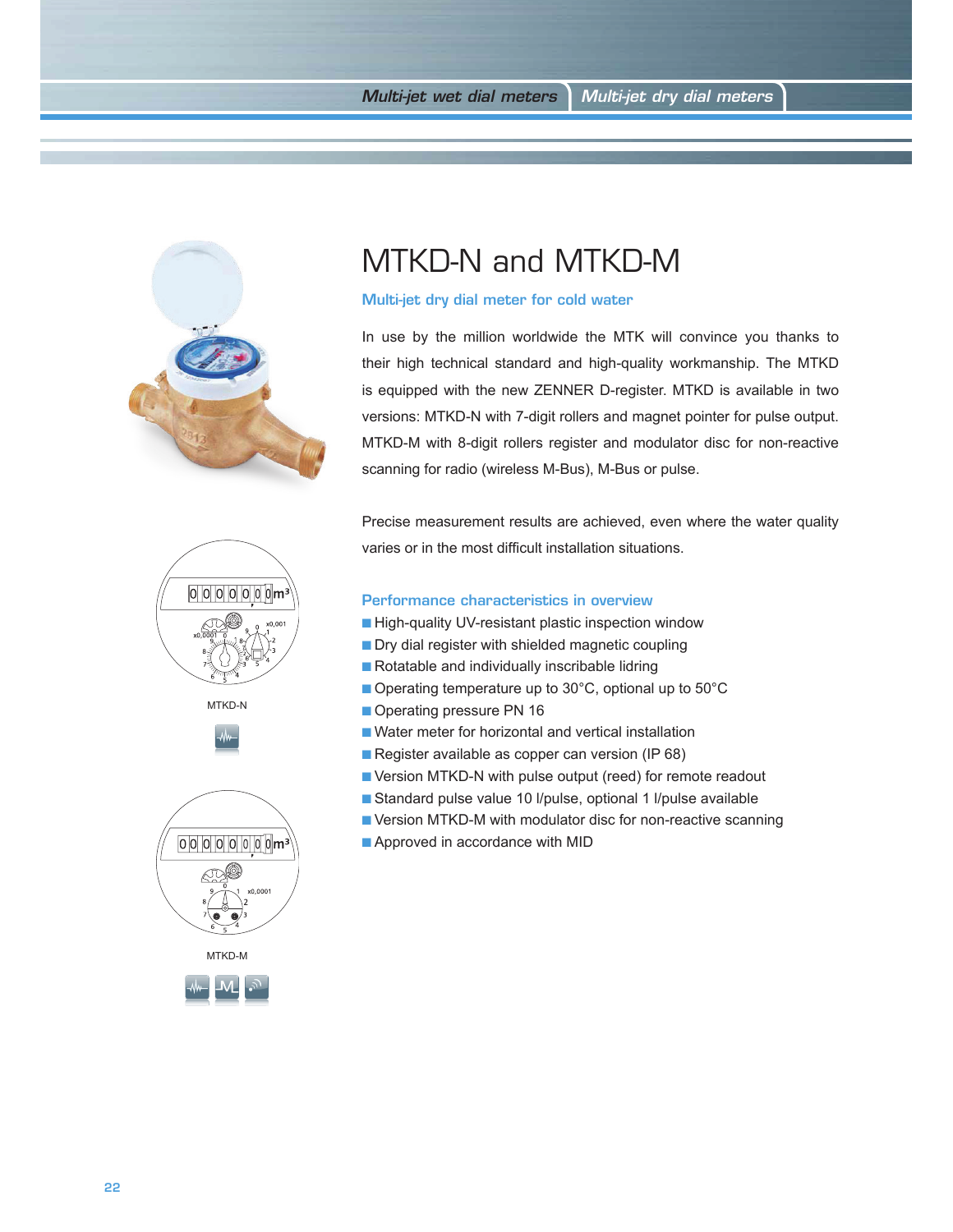# MTKD-N and MTKD-M

## Multi-jet dry dial meter for cold water

In use by the million worldwide the MTK will convince you thanks to their high technical standard and high-quality workmanship. The MTKD is equipped with the new ZENNER D-register. MTKD is available in two versions: MTKD-N with 7-digit rollers and magnet pointer for pulse output. MTKD-M with 8-digit rollers register and modulator disc for non-reactive scanning for radio (wireless M-Bus), M-Bus or pulse.

Precise measurement results are achieved, even where the water quality varies or in the most difficult installation situations.

## Performance characteristics in overview

- High-quality UV-resistant plastic inspection window
- Dry dial register with shielded magnetic coupling
- Rotatable and individually inscribable lidring
- Operating temperature up to 30°C, optional up to 50°C
- Operating pressure PN 16
- Water meter for horizontal and vertical installation
- Register available as copper can version (IP 68)
- Version MTKD-N with pulse output (reed) for remote readout
- Standard pulse value 10 l/pulse, optional 1 l/pulse available
- Version MTKD-M with modulator disc for non-reactive scanning
- Approved in accordance with MID

MTKD-N

MTKD-M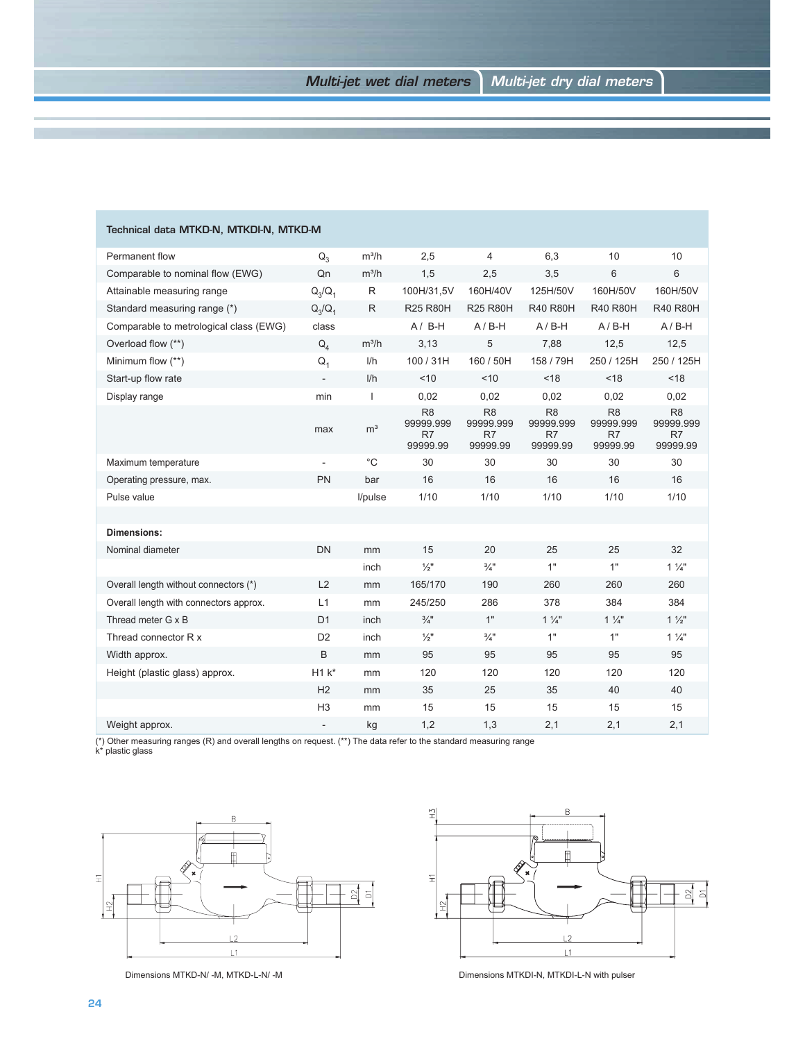Multi-jet wet dial meters | Multi-jet dry dial meters

## Technical data MTKD-N, MTKDI-N, MTKD-M

| | | | | | | | |
|---|---|---|---|---|---|---|---|
| Permanent flow | $Q_3$ | m³/h | 2,5 | 4 | 6,3 | 10 | 10 |
| Comparable to nominal flow (EWG) | Qn | m³/h | 1,5 | 2,5 | 3,5 | 6 | 6 |
| Attainable measuring range | $Q_3/Q_1$ | R | 100H/31,5V | 160H/40V | 125H/50V | 160H/50V | 160H/50V |
| Standard measuring range (*) | $Q_3/Q_1$ | R | R25 R80H | R25 R80H | R40 R80H | R40 R80H | R40 R80H |
| Comparable to metrological class (EWG) | class | | A / B-H | A / B-H | A / B-H | A / B-H | A / B-H |
| Overload flow (**) | $Q_4$ | m³/h | 3,13 | 5 | 7,88 | 12,5 | 12,5 |
| Minimum flow (**) | $Q_1$ | l/h | 100 / 31H | 160 / 50H | 158 / 79H | 250 / 125H | 250 / 125H |
| Start-up flow rate | - | l/h | <10 | <10 | <18 | <18 | <18 |
| Display range | min | l | 0,02 | 0,02 | 0,02 | 0,02 | 0,02 |
| | max | m³ | R8 99999.999 R7 99999.99 | R8 99999.999 R7 99999.99 | R8 99999.999 R7 99999.99 | R8 99999.999 R7 99999.99 | R8 99999.999 R7 99999.99 |
| Maximum temperature | - | °C | 30 | 30 | 30 | 30 | 30 |
| Operating pressure, max. | PN | bar | 16 | 16 | 16 | 16 | 16 |
| Pulse value | | l/pulse | 1/10 | 1/10 | 1/10 | 1/10 | 1/10 |
| | | | | | | | |
| **Dimensions:** | | | | | | | |
| Nominal diameter | DN | mm | 15 | 20 | 25 | 25 | 32 |
| | | inch | ½" | ¾" | 1" | 1" | 1 ¼" |
| Overall length without connectors (*) | L2 | mm | 165/170 | 190 | 260 | 260 | 260 |
| Overall length with connectors approx. | L1 | mm | 245/250 | 286 | 378 | 384 | 384 |
| Thread meter G x B | D1 | inch | ¾" | 1" | 1 ¼" | 1 ¼" | 1 ½" |
| Thread connector R x | D2 | inch | ½" | ¾" | 1" | 1" | 1 ¼" |
| Width approx. | B | mm | 95 | 95 | 95 | 95 | 95 |
| Height (plastic glass) approx. | H1 k* | mm | 120 | 120 | 120 | 120 | 120 |
| | H2 | mm | 35 | 25 | 35 | 40 | 40 |
| | H3 | mm | 15 | 15 | 15 | 15 | 15 |
| Weight approx. | - | kg | 1,2 | 1,3 | 2,1 | 2,1 | 2,1 |

(*) Other measuring ranges (R) and overall lengths on request. (**) The data refer to the standard measuring range
k* plastic glass

Dimensions MTKD-N/ -M, MTKD-L-N/ -M

Dimensions MTKDI-N, MTKDI-L-N with pulser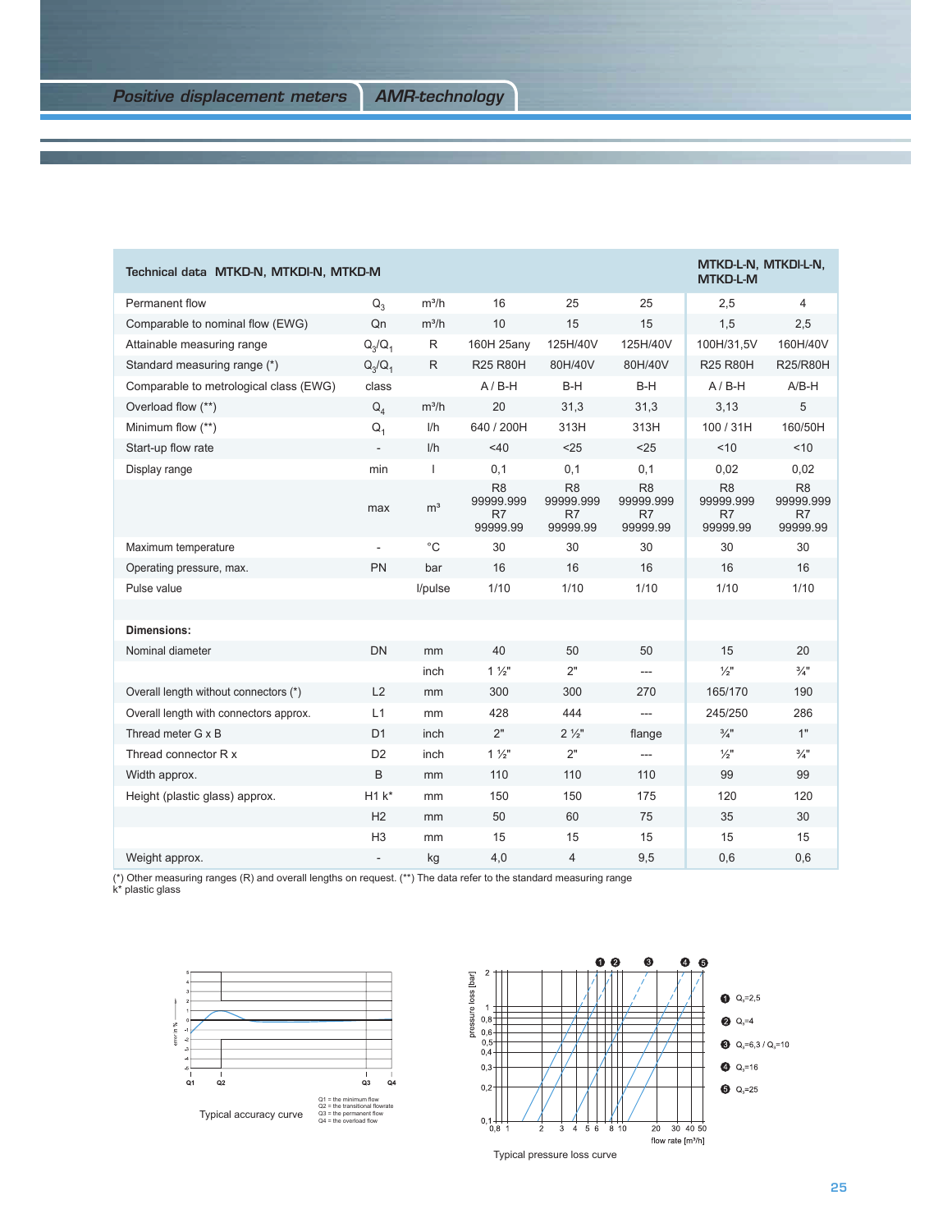Positive displacement meters | AMR-technology

| Technical data MTKD-N, MTKDI-N, MTKD-M | | | | | | MTKD-L-N, MTKDI-L-N, MTKD-L-M | |
|---|---|---|---|---|---|---|---|
| Permanent flow | $Q_3$ | m³/h | 16 | 25 | 25 | 2,5 | 4 |
| Comparable to nominal flow (EWG) | Qn | m³/h | 10 | 15 | 15 | 1,5 | 2,5 |
| Attainable measuring range | $Q_3/Q_1$ | R | 160H 25any | 125H/40V | 125H/40V | 100H/31,5V | 160H/40V |
| Standard measuring range (*) | $Q_3/Q_1$ | R | R25 R80H | 80H/40V | 80H/40V | R25 R80H | R25/R80H |
| Comparable to metrological class (EWG) | class | | A / B-H | B-H | B-H | A / B-H | A/B-H |
| Overload flow (**) | $Q_4$ | m³/h | 20 | 31,3 | 31,3 | 3,13 | 5 |
| Minimum flow (**) | $Q_1$ | l/h | 640 / 200H | 313H | 313H | 100 / 31H | 160/50H |
| Start-up flow rate | - | l/h | <40 | <25 | <25 | <10 | <10 |
| Display range | min | l | 0,1 | 0,1 | 0,1 | 0,02 | 0,02 |
| | max | m³ | R8 99999.999 R7 99999.99 | R8 99999.999 R7 99999.99 | R8 99999.999 R7 99999.99 | R8 99999.999 R7 99999.99 | R8 99999.999 R7 99999.99 |
| Maximum temperature | - | °C | 30 | 30 | 30 | 30 | 30 |
| Operating pressure, max. | PN | bar | 16 | 16 | 16 | 16 | 16 |
| Pulse value | | l/pulse | 1/10 | 1/10 | 1/10 | 1/10 | 1/10 |
| | | | | | | | |
| **Dimensions:** | | | | | | | |
| Nominal diameter | DN | mm | 40 | 50 | 50 | 15 | 20 |
| | | inch | 1 ½" | 2" | --- | ½" | ¾" |
| Overall length without connectors (*) | L2 | mm | 300 | 300 | 270 | 165/170 | 190 |
| Overall length with connectors approx. | L1 | mm | 428 | 444 | --- | 245/250 | 286 |
| Thread meter G x B | D1 | inch | 2" | 2 ½" | flange | ¾" | 1" |
| Thread connector R x | D2 | inch | 1 ½" | 2" | --- | ½" | ¾" |
| Width approx. | B | mm | 110 | 110 | 110 | 99 | 99 |
| Height (plastic glass) approx. | H1 k* | mm | 150 | 150 | 175 | 120 | 120 |
| | H2 | mm | 50 | 60 | 75 | 35 | 30 |
| | H3 | mm | 15 | 15 | 15 | 15 | 15 |
| Weight approx. | - | kg | 4,0 | 4 | 9,5 | 0,6 | 0,6 |

(*) Other measuring ranges (R) and overall lengths on request. (**) The data refer to the standard measuring range
k* plastic glass

error in %
5
4
3
2
1
0
-1
-2
-3
-4
-5
Q1 Q2 Q3 Q4

Typical accuracy curve

Q1 = the minimum flow
Q2 = the transitional flowrate
Q3 = the permanent flow
Q4 = the overload flow

pressure loss [bar]
2
1
0,8
0,6
0,5
0,4
0,3
0,2
0,1
0,8 1 2 3 4 5 6 8 10 20 30 40 50
flow rate [m³/h]

❶ $Q_3$=2,5
❷ $Q_3$=4
❸ $Q_3$=6,3 / $Q_3$=10
❹ $Q_3$=16
❺ $Q_3$=25

Typical pressure loss curve